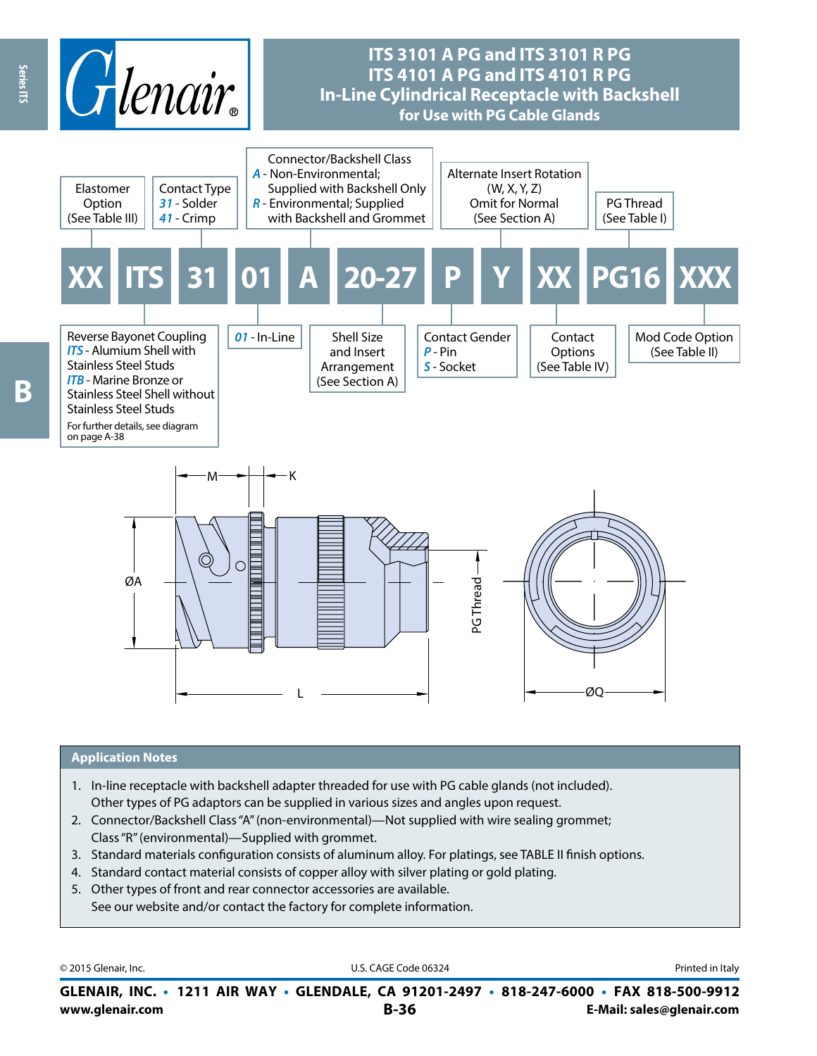# ITS 3101 A PG and ITS 3101 R PG
# ITS 4101 A PG and ITS 4101 R PG
# In-Line Cylindrical Receptacle with Backshell
## for Use with PG Cable Glands

| XX | ITS | 31 | 01 | A | 20-27 | P | Y | XX | PG16 | XXX |
|---|---|---|---|---|---|---|---|---|---|---|

**Elastomer Option** (See Table III)

**Contact Type**
*31* - Solder
*41* - Crimp

**Connector/Backshell Class**
*A* - Non-Environmental; Supplied with Backshell Only
*R* - Environmental; Supplied with Backshell and Grommet

**Alternate Insert Rotation** (W, X, Y, Z) Omit for Normal (See Section A)

**PG Thread** (See Table I)

**Reverse Bayonet Coupling**
*ITS* - Alumium Shell with Stainless Steel Studs
*ITB* - Marine Bronze or Stainless Steel Shell without Stainless Steel Studs
For further details, see diagram on page A-38

*01* - In-Line

**Shell Size and Insert Arrangement** (See Section A)

**Contact Gender**
*P* - Pin
*S* - Socket

**Contact Options** (See Table IV)

**Mod Code Option** (See Table II)

M, K, ØA, L, PG Thread, ØQ

## Application Notes

1. In-line receptacle with backshell adapter threaded for use with PG cable glands (not included). Other types of PG adaptors can be supplied in various sizes and angles upon request.
2. Connector/Backshell Class "A" (non-environmental)—Not supplied with wire sealing grommet; Class "R" (environmental)—Supplied with grommet.
3. Standard materials configuration consists of aluminum alloy. For platings, see TABLE II finish options.
4. Standard contact material consists of copper alloy with silver plating or gold plating.
5. Other types of front and rear connector accessories are available. See our website and/or contact the factory for complete information.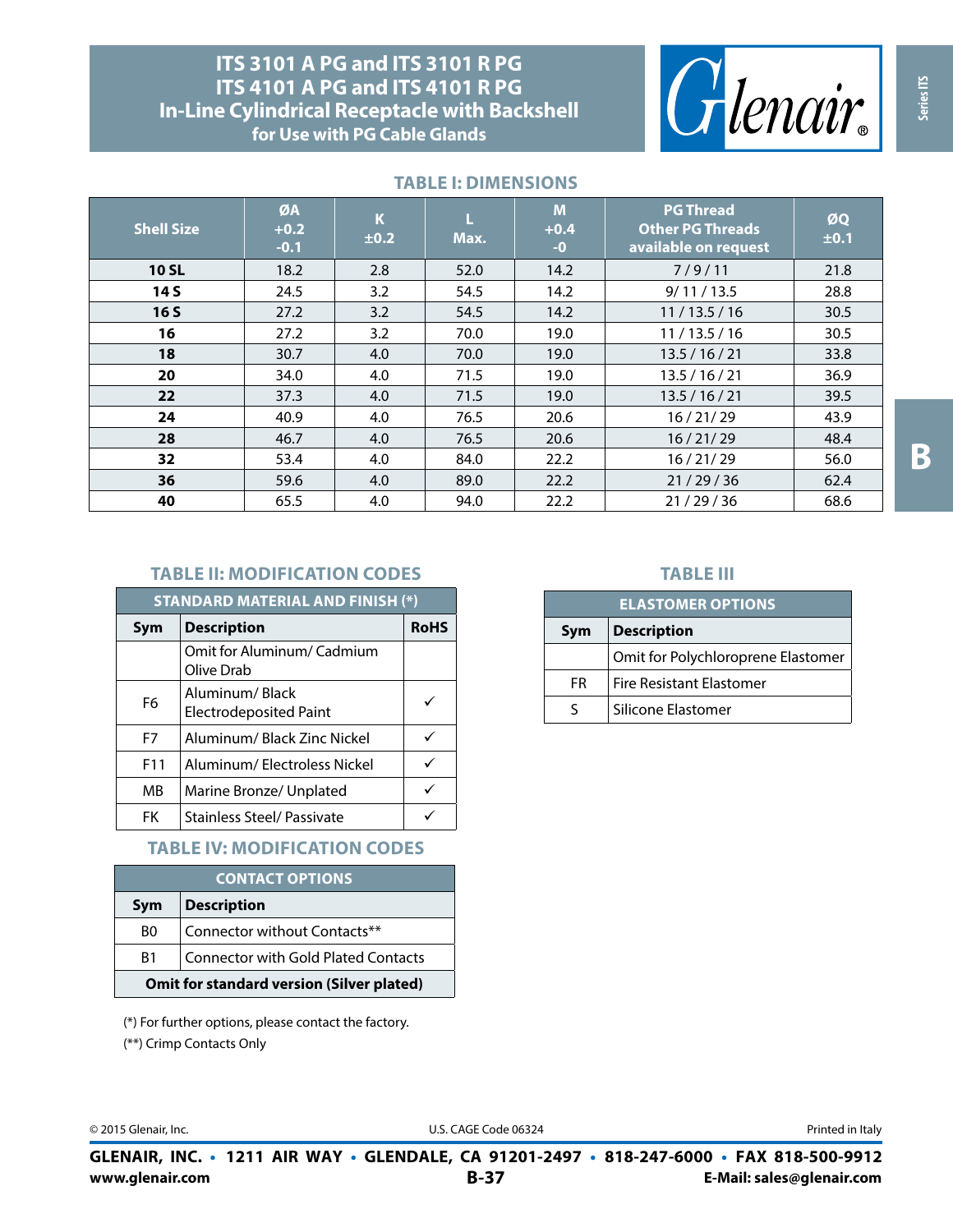# ITS 3101 A PG and ITS 3101 R PG
# ITS 4101 A PG and ITS 4101 R PG
# In-Line Cylindrical Receptacle with Backshell for Use with PG Cable Glands

## TABLE I: DIMENSIONS

| Shell Size | ØA +0.2 -0.1 | K ±0.2 | L Max. | M +0.4 -0 | PG Thread Other PG Threads available on request | ØQ ±0.1 |
|---|---|---|---|---|---|---|
| **10 SL** | 18.2 | 2.8 | 52.0 | 14.2 | 7 / 9 / 11 | 21.8 |
| **14 S** | 24.5 | 3.2 | 54.5 | 14.2 | 9/ 11 / 13.5 | 28.8 |
| **16 S** | 27.2 | 3.2 | 54.5 | 14.2 | 11 / 13.5 / 16 | 30.5 |
| **16** | 27.2 | 3.2 | 70.0 | 19.0 | 11 / 13.5 / 16 | 30.5 |
| **18** | 30.7 | 4.0 | 70.0 | 19.0 | 13.5 / 16 / 21 | 33.8 |
| **20** | 34.0 | 4.0 | 71.5 | 19.0 | 13.5 / 16 / 21 | 36.9 |
| **22** | 37.3 | 4.0 | 71.5 | 19.0 | 13.5 / 16 / 21 | 39.5 |
| **24** | 40.9 | 4.0 | 76.5 | 20.6 | 16 / 21/ 29 | 43.9 |
| **28** | 46.7 | 4.0 | 76.5 | 20.6 | 16 / 21/ 29 | 48.4 |
| **32** | 53.4 | 4.0 | 84.0 | 22.2 | 16 / 21/ 29 | 56.0 |
| **36** | 59.6 | 4.0 | 89.0 | 22.2 | 21 / 29 / 36 | 62.4 |
| **40** | 65.5 | 4.0 | 94.0 | 22.2 | 21 / 29 / 36 | 68.6 |

## TABLE II: MODIFICATION CODES

| STANDARD MATERIAL AND FINISH (*) | | |
|---|---|---|
| **Sym** | **Description** | **RoHS** |
| | Omit for Aluminum/ Cadmium Olive Drab | |
| F6 | Aluminum/ Black Electrodeposited Paint | ✓ |
| F7 | Aluminum/ Black Zinc Nickel | ✓ |
| F11 | Aluminum/ Electroless Nickel | ✓ |
| MB | Marine Bronze/ Unplated | ✓ |
| FK | Stainless Steel/ Passivate | ✓ |

## TABLE IV: MODIFICATION CODES

| CONTACT OPTIONS | |
|---|---|
| **Sym** | **Description** |
| B0 | Connector without Contacts** |
| B1 | Connector with Gold Plated Contacts |
| **Omit for standard version (Silver plated)** | |

(*) For further options, please contact the factory.

(**) Crimp Contacts Only

## TABLE III

| ELASTOMER OPTIONS | |
|---|---|
| **Sym** | **Description** |
| | Omit for Polychloroprene Elastomer |
| FR | Fire Resistant Elastomer |
| S | Silicone Elastomer |